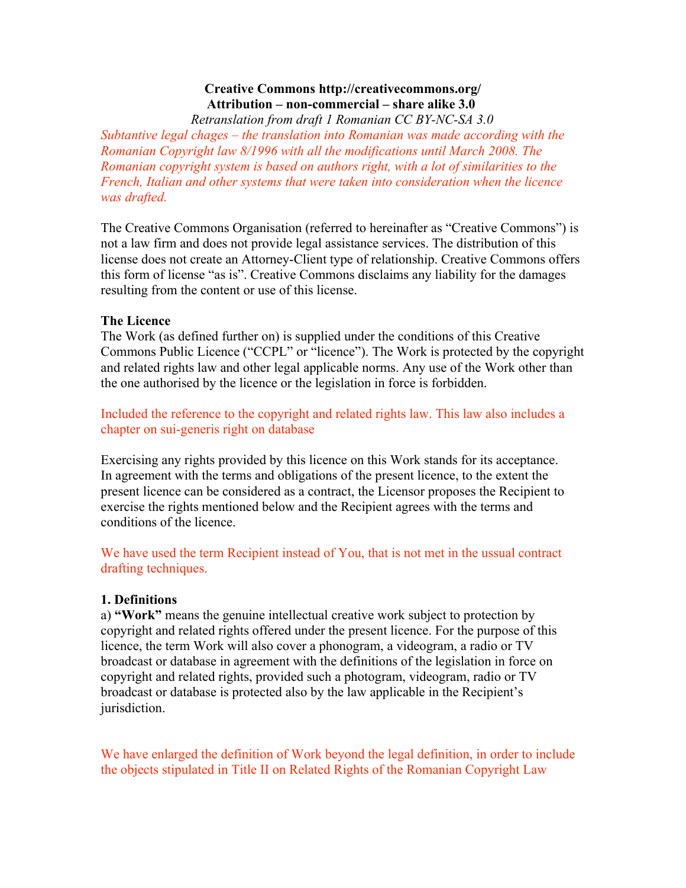**Creative Commons http://creativecommons.org/**
**Attribution – non-commercial – share alike 3.0**
*Retranslation from draft 1 Romanian CC BY-NC-SA 3.0*

*Subtantive legal chages – the translation into Romanian was made according with the Romanian Copyright law 8/1996 with all the modifications until March 2008. The Romanian copyright system is based on authors right, with a lot of similarities to the French, Italian and other systems that were taken into consideration when the licence was drafted.*

The Creative Commons Organisation (referred to hereinafter as "Creative Commons") is not a law firm and does not provide legal assistance services. The distribution of this license does not create an Attorney-Client type of relationship. Creative Commons offers this form of license "as is". Creative Commons disclaims any liability for the damages resulting from the content or use of this license.

**The Licence**

The Work (as defined further on) is supplied under the conditions of this Creative Commons Public Licence ("CCPL" or "licence"). The Work is protected by the copyright and related rights law and other legal applicable norms. Any use of the Work other than the one authorised by the licence or the legislation in force is forbidden.

Included the reference to the copyright and related rights law. This law also includes a chapter on sui-generis right on database

Exercising any rights provided by this licence on this Work stands for its acceptance. In agreement with the terms and obligations of the present licence, to the extent the present licence can be considered as a contract, the Licensor proposes the Recipient to exercise the rights mentioned below and the Recipient agrees with the terms and conditions of the licence.

We have used the term Recipient instead of You, that is not met in the ussual contract drafting techniques.

**1. Definitions**

a) **"Work"** means the genuine intellectual creative work subject to protection by copyright and related rights offered under the present licence. For the purpose of this licence, the term Work will also cover a phonogram, a videogram, a radio or TV broadcast or database in agreement with the definitions of the legislation in force on copyright and related rights, provided such a photogram, videogram, radio or TV broadcast or database is protected also by the law applicable in the Recipient's jurisdiction.

We have enlarged the definition of Work beyond the legal definition, in order to include the objects stipulated in Title II on Related Rights of the Romanian Copyright Law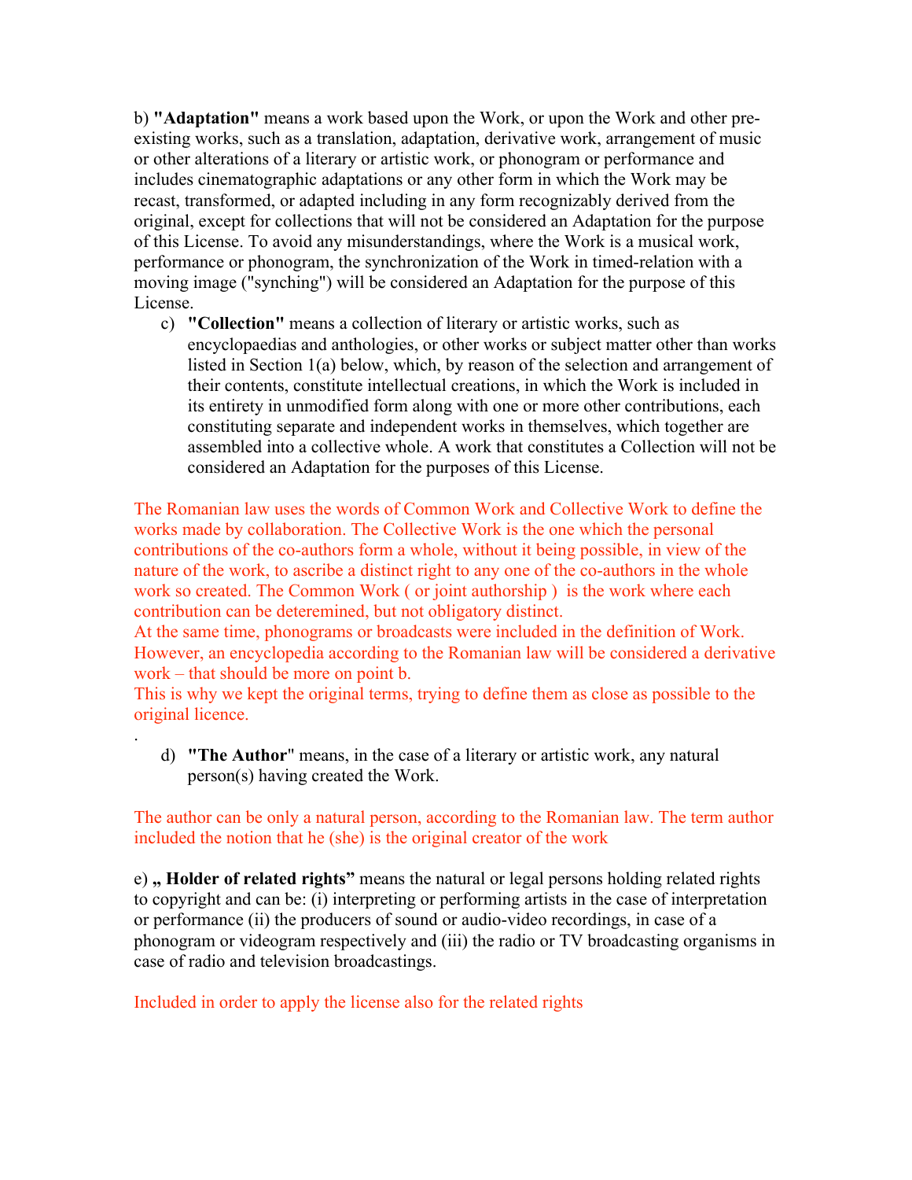b) **"Adaptation"** means a work based upon the Work, or upon the Work and other pre-existing works, such as a translation, adaptation, derivative work, arrangement of music or other alterations of a literary or artistic work, or phonogram or performance and includes cinematographic adaptations or any other form in which the Work may be recast, transformed, or adapted including in any form recognizably derived from the original, except for collections that will not be considered an Adaptation for the purpose of this License. To avoid any misunderstandings, where the Work is a musical work, performance or phonogram, the synchronization of the Work in timed-relation with a moving image ("synching") will be considered an Adaptation for the purpose of this License.

c) **"Collection"** means a collection of literary or artistic works, such as encyclopaedias and anthologies, or other works or subject matter other than works listed in Section 1(a) below, which, by reason of the selection and arrangement of their contents, constitute intellectual creations, in which the Work is included in its entirety in unmodified form along with one or more other contributions, each constituting separate and independent works in themselves, which together are assembled into a collective whole. A work that constitutes a Collection will not be considered an Adaptation for the purposes of this License.

The Romanian law uses the words of Common Work and Collective Work to define the works made by collaboration. The Collective Work is the one which the personal contributions of the co-authors form a whole, without it being possible, in view of the nature of the work, to ascribe a distinct right to any one of the co-authors in the whole work so created. The Common Work ( or joint authorship ) is the work where each contribution can be deteremined, but not obligatory distinct.
At the same time, phonograms or broadcasts were included in the definition of Work. However, an encyclopedia according to the Romanian law will be considered a derivative work – that should be more on point b.
This is why we kept the original terms, trying to define them as close as possible to the original licence.

.

d) **"The Author"** means, in the case of a literary or artistic work, any natural person(s) having created the Work.

The author can be only a natural person, according to the Romanian law. The term author included the notion that he (she) is the original creator of the work

e) **„ Holder of related rights"** means the natural or legal persons holding related rights to copyright and can be: (i) interpreting or performing artists in the case of interpretation or performance (ii) the producers of sound or audio-video recordings, in case of a phonogram or videogram respectively and (iii) the radio or TV broadcasting organisms in case of radio and television broadcastings.

Included in order to apply the license also for the related rights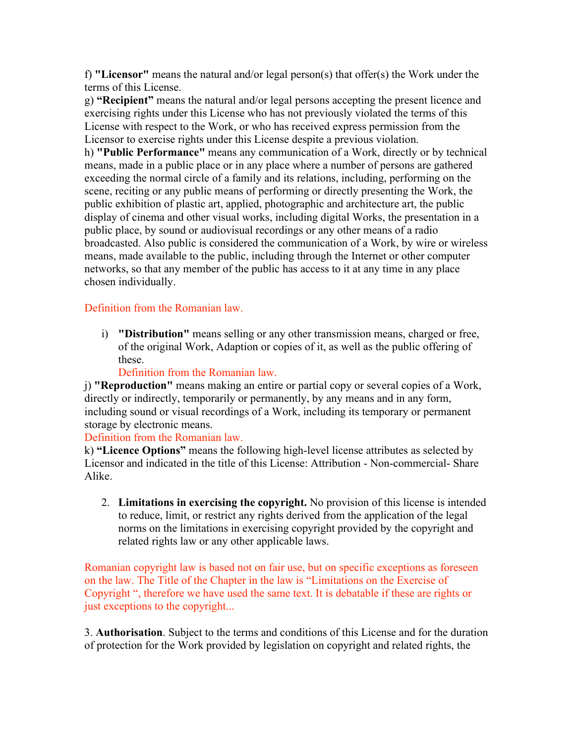f) **"Licensor"** means the natural and/or legal person(s) that offer(s) the Work under the terms of this License.
g) **“Recipient”** means the natural and/or legal persons accepting the present licence and exercising rights under this License who has not previously violated the terms of this License with respect to the Work, or who has received express permission from the Licensor to exercise rights under this License despite a previous violation.
h) **"Public Performance"** means any communication of a Work, directly or by technical means, made in a public place or in any place where a number of persons are gathered exceeding the normal circle of a family and its relations, including, performing on the scene, reciting or any public means of performing or directly presenting the Work, the public exhibition of plastic art, applied, photographic and architecture art, the public display of cinema and other visual works, including digital Works, the presentation in a public place, by sound or audiovisual recordings or any other means of a radio broadcasted. Also public is considered the communication of a Work, by wire or wireless means, made available to the public, including through the Internet or other computer networks, so that any member of the public has access to it at any time in any place chosen individually.

Definition from the Romanian law.

i) **"Distribution"** means selling or any other transmission means, charged or free, of the original Work, Adaption or copies of it, as well as the public offering of these.
Definition from the Romanian law.

j) **"Reproduction"** means making an entire or partial copy or several copies of a Work, directly or indirectly, temporarily or permanently, by any means and in any form, including sound or visual recordings of a Work, including its temporary or permanent storage by electronic means.
Definition from the Romanian law.
k) **“Licence Options”** means the following high-level license attributes as selected by Licensor and indicated in the title of this License: Attribution - Non-commercial- Share Alike.

2. **Limitations in exercising the copyright.** No provision of this license is intended to reduce, limit, or restrict any rights derived from the application of the legal norms on the limitations in exercising copyright provided by the copyright and related rights law or any other applicable laws.

Romanian copyright law is based not on fair use, but on specific exceptions as foreseen on the law. The Title of the Chapter in the law is “Limitations on the Exercise of Copyright “, therefore we have used the same text. It is debatable if these are rights or just exceptions to the copyright...

3. **Authorisation**. Subject to the terms and conditions of this License and for the duration of protection for the Work provided by legislation on copyright and related rights, the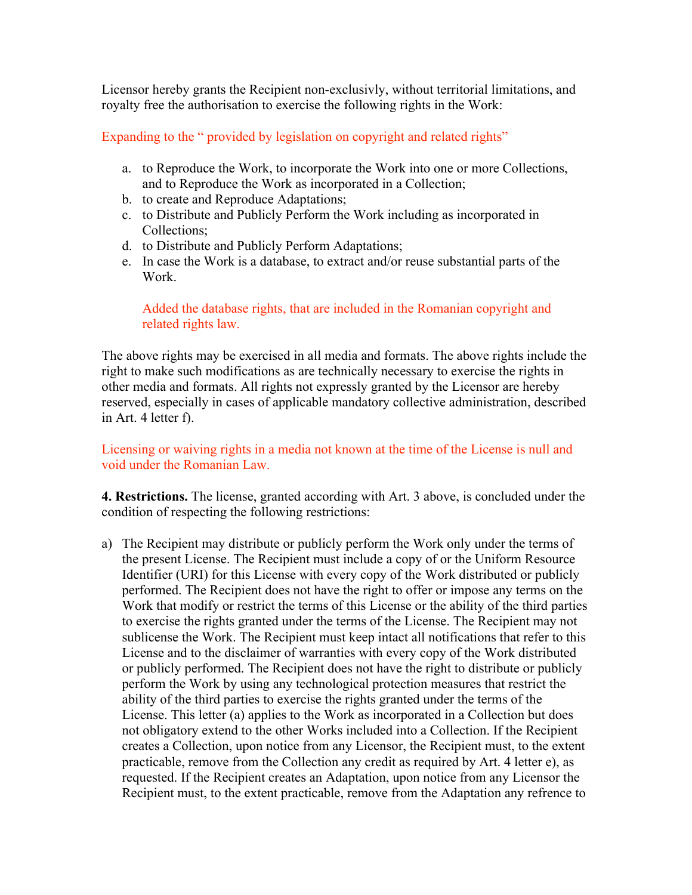Licensor hereby grants the Recipient non-exclusivly, without territorial limitations, and royalty free the authorisation to exercise the following rights in the Work:

Expanding to the " provided by legislation on copyright and related rights"

a. to Reproduce the Work, to incorporate the Work into one or more Collections, and to Reproduce the Work as incorporated in a Collection;
b. to create and Reproduce Adaptations;
c. to Distribute and Publicly Perform the Work including as incorporated in Collections;
d. to Distribute and Publicly Perform Adaptations;
e. In case the Work is a database, to extract and/or reuse substantial parts of the Work.

   Added the database rights, that are included in the Romanian copyright and related rights law.

The above rights may be exercised in all media and formats. The above rights include the right to make such modifications as are technically necessary to exercise the rights in other media and formats. All rights not expressly granted by the Licensor are hereby reserved, especially in cases of applicable mandatory collective administration, described in Art. 4 letter f).

Licensing or waiving rights in a media not known at the time of the License is null and void under the Romanian Law.

**4. Restrictions.** The license, granted according with Art. 3 above, is concluded under the condition of respecting the following restrictions:

a) The Recipient may distribute or publicly perform the Work only under the terms of the present License. The Recipient must include a copy of or the Uniform Resource Identifier (URI) for this License with every copy of the Work distributed or publicly performed. The Recipient does not have the right to offer or impose any terms on the Work that modify or restrict the terms of this License or the ability of the third parties to exercise the rights granted under the terms of the License. The Recipient may not sublicense the Work. The Recipient must keep intact all notifications that refer to this License and to the disclaimer of warranties with every copy of the Work distributed or publicly performed. The Recipient does not have the right to distribute or publicly perform the Work by using any technological protection measures that restrict the ability of the third parties to exercise the rights granted under the terms of the License. This letter (a) applies to the Work as incorporated in a Collection but does not obligatory extend to the other Works included into a Collection. If the Recipient creates a Collection, upon notice from any Licensor, the Recipient must, to the extent practicable, remove from the Collection any credit as required by Art. 4 letter e), as requested. If the Recipient creates an Adaptation, upon notice from any Licensor the Recipient must, to the extent practicable, remove from the Adaptation any refrence to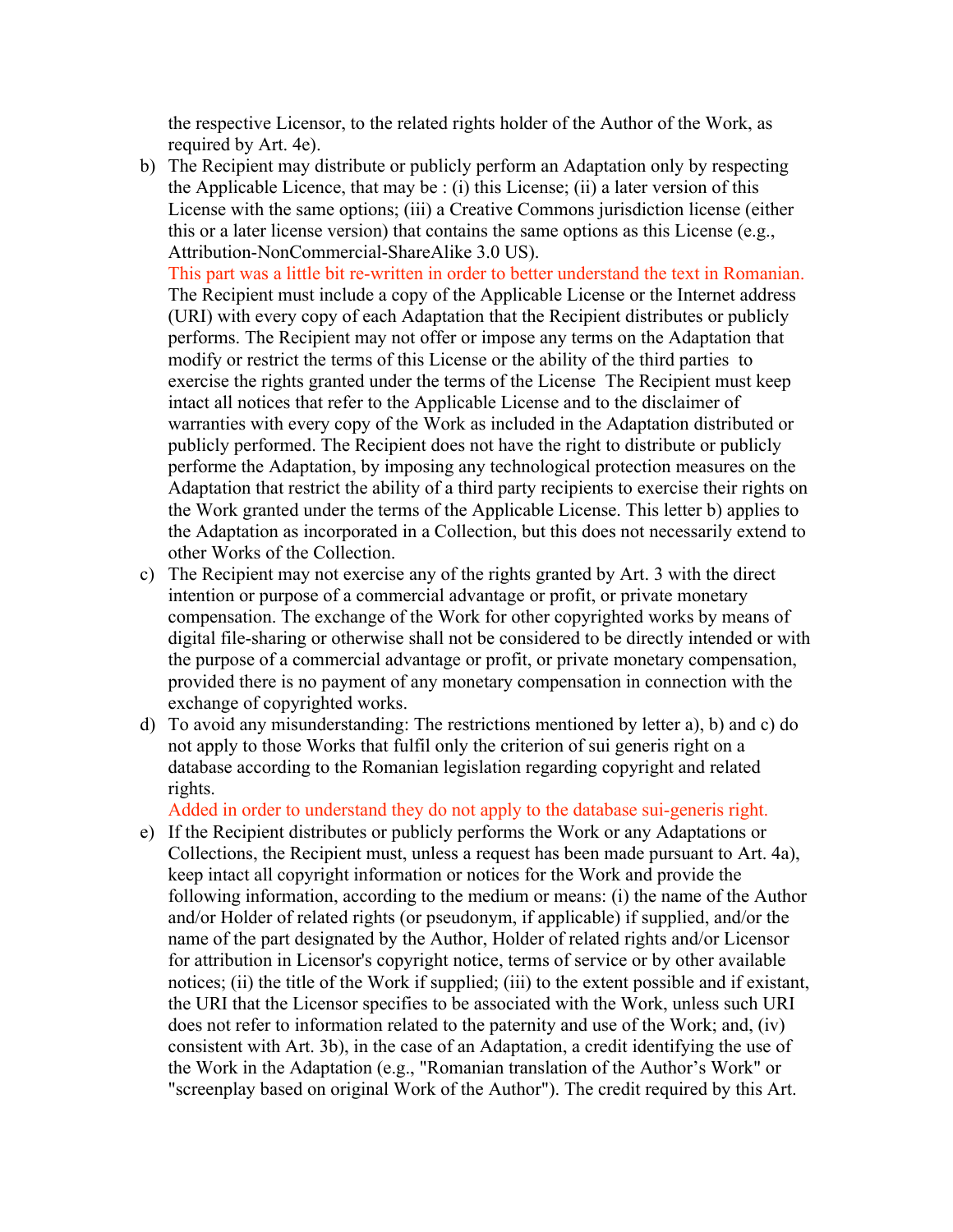the respective Licensor, to the related rights holder of the Author of the Work, as required by Art. 4e).

b) The Recipient may distribute or publicly perform an Adaptation only by respecting the Applicable Licence, that may be : (i) this License; (ii) a later version of this License with the same options; (iii) a Creative Commons jurisdiction license (either this or a later license version) that contains the same options as this License (e.g., Attribution-NonCommercial-ShareAlike 3.0 US).
   This part was a little bit re-written in order to better understand the text in Romanian.
   The Recipient must include a copy of the Applicable License or the Internet address (URI) with every copy of each Adaptation that the Recipient distributes or publicly performs. The Recipient may not offer or impose any terms on the Adaptation that modify or restrict the terms of this License or the ability of the third parties to exercise the rights granted under the terms of the License The Recipient must keep intact all notices that refer to the Applicable License and to the disclaimer of warranties with every copy of the Work as included in the Adaptation distributed or publicly performed. The Recipient does not have the right to distribute or publicly performe the Adaptation, by imposing any technological protection measures on the Adaptation that restrict the ability of a third party recipients to exercise their rights on the Work granted under the terms of the Applicable License. This letter b) applies to the Adaptation as incorporated in a Collection, but this does not necessarily extend to other Works of the Collection.

c) The Recipient may not exercise any of the rights granted by Art. 3 with the direct intention or purpose of a commercial advantage or profit, or private monetary compensation. The exchange of the Work for other copyrighted works by means of digital file-sharing or otherwise shall not be considered to be directly intended or with the purpose of a commercial advantage or profit, or private monetary compensation, provided there is no payment of any monetary compensation in connection with the exchange of copyrighted works.

d) To avoid any misunderstanding: The restrictions mentioned by letter a), b) and c) do not apply to those Works that fulfil only the criterion of sui generis right on a database according to the Romanian legislation regarding copyright and related rights.
   Added in order to understand they do not apply to the database sui-generis right.

e) If the Recipient distributes or publicly performs the Work or any Adaptations or Collections, the Recipient must, unless a request has been made pursuant to Art. 4a), keep intact all copyright information or notices for the Work and provide the following information, according to the medium or means: (i) the name of the Author and/or Holder of related rights (or pseudonym, if applicable) if supplied, and/or the name of the part designated by the Author, Holder of related rights and/or Licensor for attribution in Licensor's copyright notice, terms of service or by other available notices; (ii) the title of the Work if supplied; (iii) to the extent possible and if existant, the URI that the Licensor specifies to be associated with the Work, unless such URI does not refer to information related to the paternity and use of the Work; and, (iv) consistent with Art. 3b), in the case of an Adaptation, a credit identifying the use of the Work in the Adaptation (e.g., "Romanian translation of the Author's Work" or "screenplay based on original Work of the Author"). The credit required by this Art.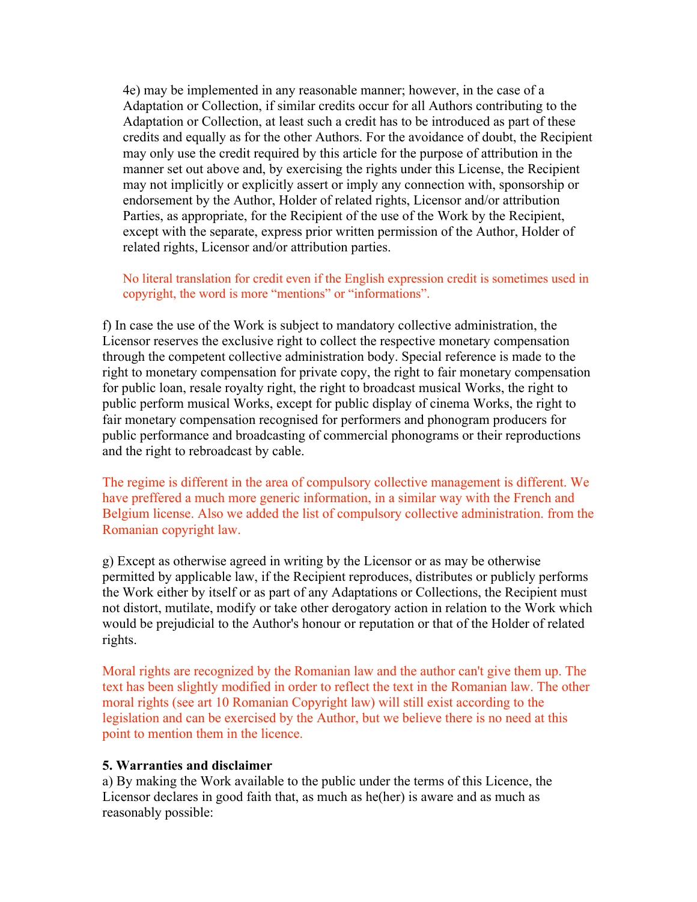4e) may be implemented in any reasonable manner; however, in the case of a Adaptation or Collection, if similar credits occur for all Authors contributing to the Adaptation or Collection, at least such a credit has to be introduced as part of these credits and equally as for the other Authors. For the avoidance of doubt, the Recipient may only use the credit required by this article for the purpose of attribution in the manner set out above and, by exercising the rights under this License, the Recipient may not implicitly or explicitly assert or imply any connection with, sponsorship or endorsement by the Author, Holder of related rights, Licensor and/or attribution Parties, as appropriate, for the Recipient of the use of the Work by the Recipient, except with the separate, express prior written permission of the Author, Holder of related rights, Licensor and/or attribution parties.

No literal translation for credit even if the English expression credit is sometimes used in copyright, the word is more "mentions" or "informations".

f) In case the use of the Work is subject to mandatory collective administration, the Licensor reserves the exclusive right to collect the respective monetary compensation through the competent collective administration body. Special reference is made to the right to monetary compensation for private copy, the right to fair monetary compensation for public loan, resale royalty right, the right to broadcast musical Works, the right to public perform musical Works, except for public display of cinema Works, the right to fair monetary compensation recognised for performers and phonogram producers for public performance and broadcasting of commercial phonograms or their reproductions and the right to rebroadcast by cable.

The regime is different in the area of compulsory collective management is different. We have preffered a much more generic information, in a similar way with the French and Belgium license. Also we added the list of compulsory collective administration. from the Romanian copyright law.

g) Except as otherwise agreed in writing by the Licensor or as may be otherwise permitted by applicable law, if the Recipient reproduces, distributes or publicly performs the Work either by itself or as part of any Adaptations or Collections, the Recipient must not distort, mutilate, modify or take other derogatory action in relation to the Work which would be prejudicial to the Author's honour or reputation or that of the Holder of related rights.

Moral rights are recognized by the Romanian law and the author can't give them up. The text has been slightly modified in order to reflect the text in the Romanian law. The other moral rights (see art 10 Romanian Copyright law) will still exist according to the legislation and can be exercised by the Author, but we believe there is no need at this point to mention them in the licence.

**5. Warranties and disclaimer**

a) By making the Work available to the public under the terms of this Licence, the Licensor declares in good faith that, as much as he(her) is aware and as much as reasonably possible: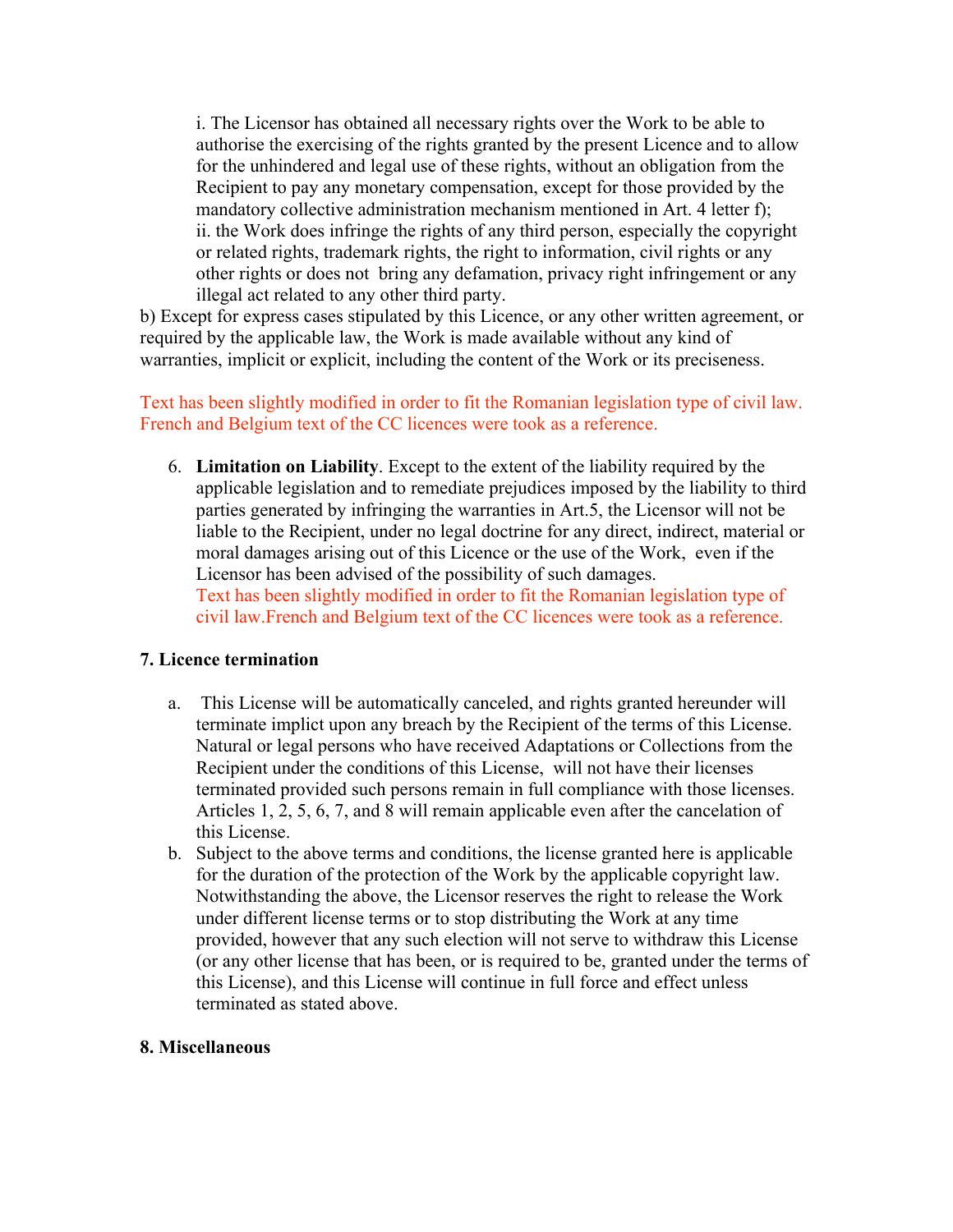i. The Licensor has obtained all necessary rights over the Work to be able to authorise the exercising of the rights granted by the present Licence and to allow for the unhindered and legal use of these rights, without an obligation from the Recipient to pay any monetary compensation, except for those provided by the mandatory collective administration mechanism mentioned in Art. 4 letter f);
ii. the Work does infringe the rights of any third person, especially the copyright or related rights, trademark rights, the right to information, civil rights or any other rights or does not bring any defamation, privacy right infringement or any illegal act related to any other third party.

b) Except for express cases stipulated by this Licence, or any other written agreement, or required by the applicable law, the Work is made available without any kind of warranties, implicit or explicit, including the content of the Work or its preciseness.

Text has been slightly modified in order to fit the Romanian legislation type of civil law. French and Belgium text of the CC licences were took as a reference.

6. **Limitation on Liability**. Except to the extent of the liability required by the applicable legislation and to remediate prejudices imposed by the liability to third parties generated by infringing the warranties in Art.5, the Licensor will not be liable to the Recipient, under no legal doctrine for any direct, indirect, material or moral damages arising out of this Licence or the use of the Work, even if the Licensor has been advised of the possibility of such damages.
   Text has been slightly modified in order to fit the Romanian legislation type of civil law.French and Belgium text of the CC licences were took as a reference.

**7. Licence termination**

a. This License will be automatically canceled, and rights granted hereunder will terminate implict upon any breach by the Recipient of the terms of this License. Natural or legal persons who have received Adaptations or Collections from the Recipient under the conditions of this License, will not have their licenses terminated provided such persons remain in full compliance with those licenses. Articles 1, 2, 5, 6, 7, and 8 will remain applicable even after the cancelation of this License.
b. Subject to the above terms and conditions, the license granted here is applicable for the duration of the protection of the Work by the applicable copyright law. Notwithstanding the above, the Licensor reserves the right to release the Work under different license terms or to stop distributing the Work at any time provided, however that any such election will not serve to withdraw this License (or any other license that has been, or is required to be, granted under the terms of this License), and this License will continue in full force and effect unless terminated as stated above.

**8. Miscellaneous**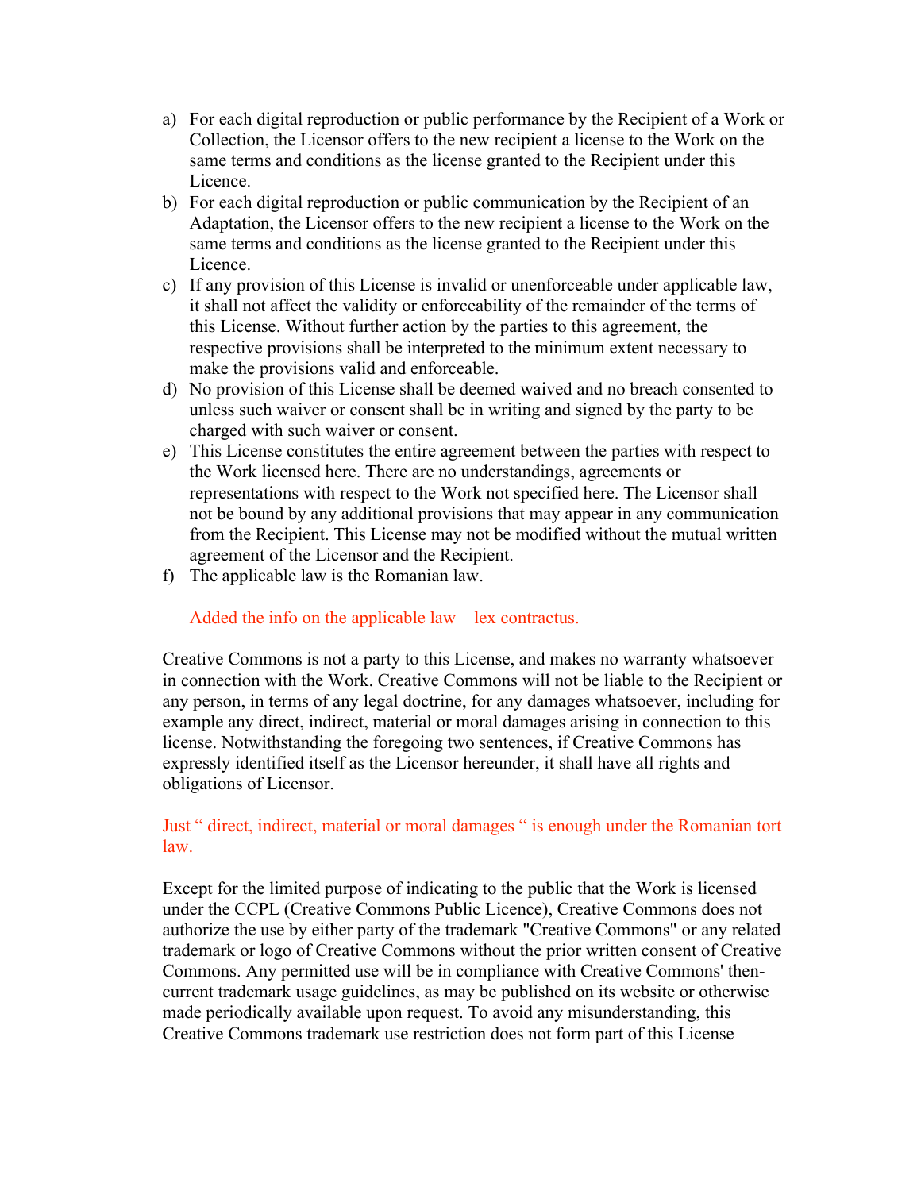a) For each digital reproduction or public performance by the Recipient of a Work or Collection, the Licensor offers to the new recipient a license to the Work on the same terms and conditions as the license granted to the Recipient under this Licence.
b) For each digital reproduction or public communication by the Recipient of an Adaptation, the Licensor offers to the new recipient a license to the Work on the same terms and conditions as the license granted to the Recipient under this Licence.
c) If any provision of this License is invalid or unenforceable under applicable law, it shall not affect the validity or enforceability of the remainder of the terms of this License. Without further action by the parties to this agreement, the respective provisions shall be interpreted to the minimum extent necessary to make the provisions valid and enforceable.
d) No provision of this License shall be deemed waived and no breach consented to unless such waiver or consent shall be in writing and signed by the party to be charged with such waiver or consent.
e) This License constitutes the entire agreement between the parties with respect to the Work licensed here. There are no understandings, agreements or representations with respect to the Work not specified here. The Licensor shall not be bound by any additional provisions that may appear in any communication from the Recipient. This License may not be modified without the mutual written agreement of the Licensor and the Recipient.
f) The applicable law is the Romanian law.

Added the info on the applicable law – lex contractus.

Creative Commons is not a party to this License, and makes no warranty whatsoever in connection with the Work. Creative Commons will not be liable to the Recipient or any person, in terms of any legal doctrine, for any damages whatsoever, including for example any direct, indirect, material or moral damages arising in connection to this license. Notwithstanding the foregoing two sentences, if Creative Commons has expressly identified itself as the Licensor hereunder, it shall have all rights and obligations of Licensor.

Just " direct, indirect, material or moral damages " is enough under the Romanian tort law.

Except for the limited purpose of indicating to the public that the Work is licensed under the CCPL (Creative Commons Public Licence), Creative Commons does not authorize the use by either party of the trademark "Creative Commons" or any related trademark or logo of Creative Commons without the prior written consent of Creative Commons. Any permitted use will be in compliance with Creative Commons' then-current trademark usage guidelines, as may be published on its website or otherwise made periodically available upon request. To avoid any misunderstanding, this Creative Commons trademark use restriction does not form part of this License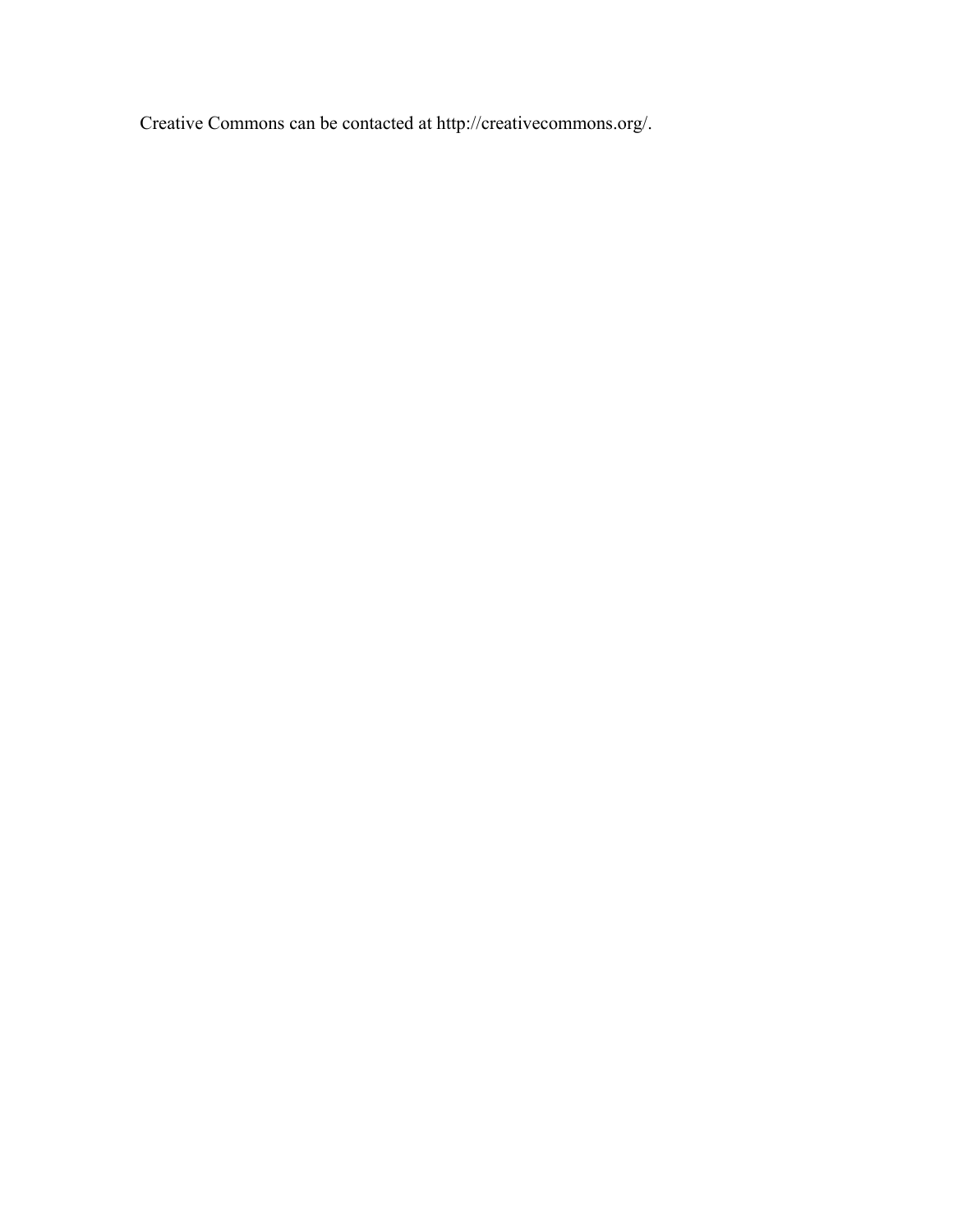Creative Commons can be contacted at http://creativecommons.org/.